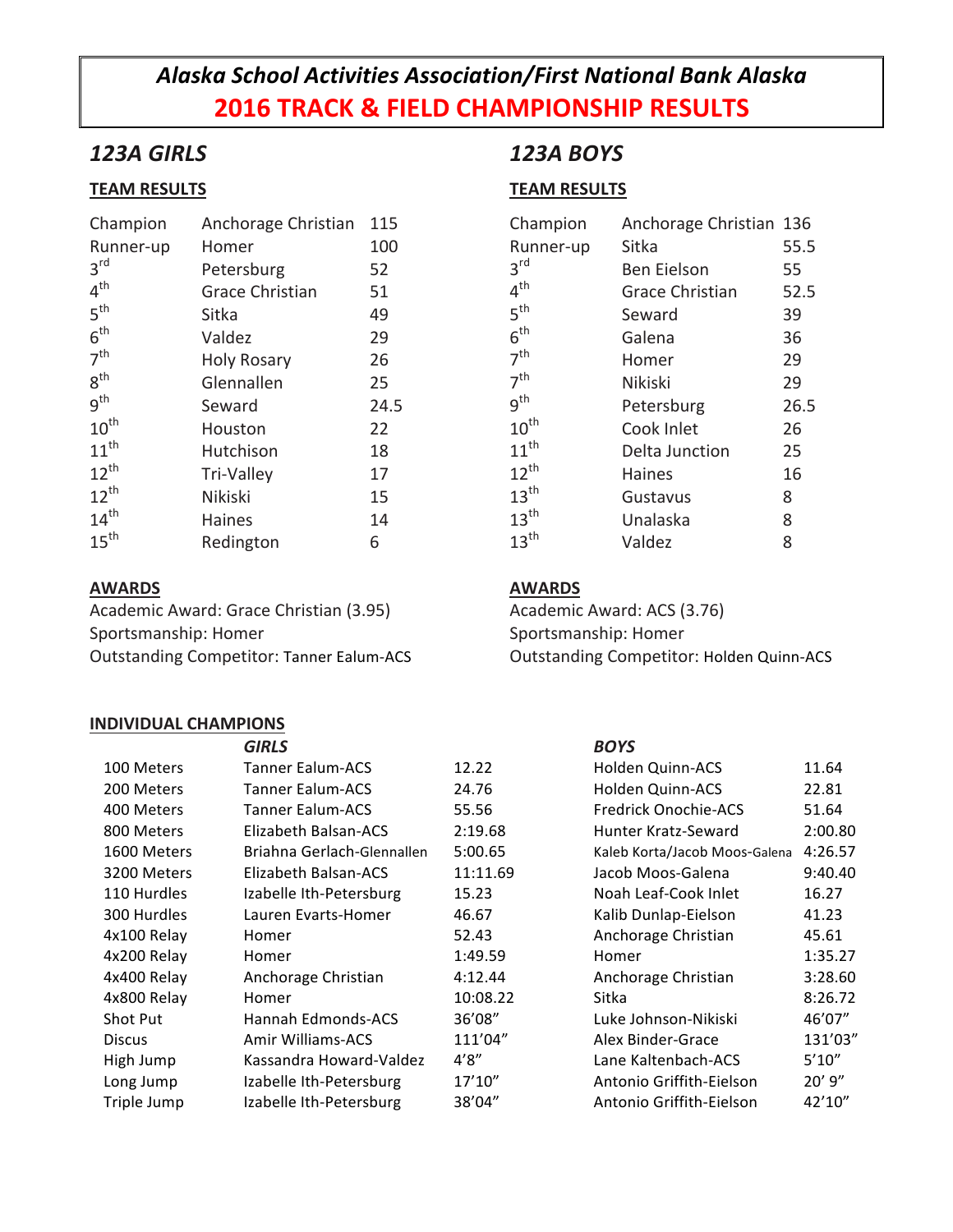# *Alaska School Activities Association/First National Bank Alaska*
# 2016 TRACK & FIELD CHAMPIONSHIP RESULTS

## *123A GIRLS*

**TEAM RESULTS**

| Place | Team | Points |
|---|---|---|
| Champion | Anchorage Christian | 115 |
| Runner-up | Homer | 100 |
| 3rd | Petersburg | 52 |
| 4th | Grace Christian | 51 |
| 5th | Sitka | 49 |
| 6th | Valdez | 29 |
| 7th | Holy Rosary | 26 |
| 8th | Glennallen | 25 |
| 9th | Seward | 24.5 |
| 10th | Houston | 22 |
| 11th | Hutchison | 18 |
| 12th | Tri-Valley | 17 |
| 12th | Nikiski | 15 |
| 14th | Haines | 14 |
| 15th | Redington | 6 |

**AWARDS**

Academic Award: Grace Christian (3.95)
Sportsmanship: Homer
Outstanding Competitor: Tanner Ealum-ACS

## *123A BOYS*

**TEAM RESULTS**

| Place | Team | Points |
|---|---|---|
| Champion | Anchorage Christian | 136 |
| Runner-up | Sitka | 55.5 |
| 3rd | Ben Eielson | 55 |
| 4th | Grace Christian | 52.5 |
| 5th | Seward | 39 |
| 6th | Galena | 36 |
| 7th | Homer | 29 |
| 7th | Nikiski | 29 |
| 9th | Petersburg | 26.5 |
| 10th | Cook Inlet | 26 |
| 11th | Delta Junction | 25 |
| 12th | Haines | 16 |
| 13th | Gustavus | 8 |
| 13th | Unalaska | 8 |
| 13th | Valdez | 8 |

**AWARDS**

Academic Award: ACS (3.76)
Sportsmanship: Homer
Outstanding Competitor: Holden Quinn-ACS

**INDIVIDUAL CHAMPIONS**

| Event | *GIRLS* | | *BOYS* | |
|---|---|---|---|---|
| 100 Meters | Tanner Ealum-ACS | 12.22 | Holden Quinn-ACS | 11.64 |
| 200 Meters | Tanner Ealum-ACS | 24.76 | Holden Quinn-ACS | 22.81 |
| 400 Meters | Tanner Ealum-ACS | 55.56 | Fredrick Onochie-ACS | 51.64 |
| 800 Meters | Elizabeth Balsan-ACS | 2:19.68 | Hunter Kratz-Seward | 2:00.80 |
| 1600 Meters | Briahna Gerlach-Glennallen | 5:00.65 | Kaleb Korta/Jacob Moos-Galena | 4:26.57 |
| 3200 Meters | Elizabeth Balsan-ACS | 11:11.69 | Jacob Moos-Galena | 9:40.40 |
| 110 Hurdles | Izabelle Ith-Petersburg | 15.23 | Noah Leaf-Cook Inlet | 16.27 |
| 300 Hurdles | Lauren Evarts-Homer | 46.67 | Kalib Dunlap-Eielson | 41.23 |
| 4x100 Relay | Homer | 52.43 | Anchorage Christian | 45.61 |
| 4x200 Relay | Homer | 1:49.59 | Homer | 1:35.27 |
| 4x400 Relay | Anchorage Christian | 4:12.44 | Anchorage Christian | 3:28.60 |
| 4x800 Relay | Homer | 10:08.22 | Sitka | 8:26.72 |
| Shot Put | Hannah Edmonds-ACS | 36'08" | Luke Johnson-Nikiski | 46'07" |
| Discus | Amir Williams-ACS | 111'04" | Alex Binder-Grace | 131'03" |
| High Jump | Kassandra Howard-Valdez | 4'8" | Lane Kaltenbach-ACS | 5'10" |
| Long Jump | Izabelle Ith-Petersburg | 17'10" | Antonio Griffith-Eielson | 20' 9" |
| Triple Jump | Izabelle Ith-Petersburg | 38'04" | Antonio Griffith-Eielson | 42'10" |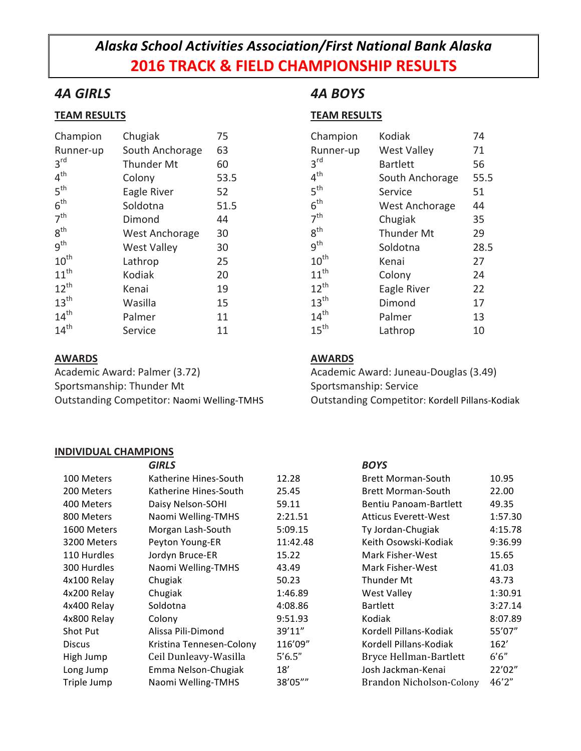# *Alaska School Activities Association/First National Bank Alaska*
# 2016 TRACK & FIELD CHAMPIONSHIP RESULTS

## *4A GIRLS*

### TEAM RESULTS

| | | |
|---|---|---|
| Champion | Chugiak | 75 |
| Runner-up | South Anchorage | 63 |
| 3rd | Thunder Mt | 60 |
| 4th | Colony | 53.5 |
| 5th | Eagle River | 52 |
| 6th | Soldotna | 51.5 |
| 7th | Dimond | 44 |
| 8th | West Anchorage | 30 |
| 9th | West Valley | 30 |
| 10th | Lathrop | 25 |
| 11th | Kodiak | 20 |
| 12th | Kenai | 19 |
| 13th | Wasilla | 15 |
| 14th | Palmer | 11 |
| 14th | Service | 11 |

### AWARDS

Academic Award: Palmer (3.72)
Sportsmanship: Thunder Mt
Outstanding Competitor: Naomi Welling-TMHS

## *4A BOYS*

### TEAM RESULTS

| | | |
|---|---|---|
| Champion | Kodiak | 74 |
| Runner-up | West Valley | 71 |
| 3rd | Bartlett | 56 |
| 4th | South Anchorage | 55.5 |
| 5th | Service | 51 |
| 6th | West Anchorage | 44 |
| 7th | Chugiak | 35 |
| 8th | Thunder Mt | 29 |
| 9th | Soldotna | 28.5 |
| 10th | Kenai | 27 |
| 11th | Colony | 24 |
| 12th | Eagle River | 22 |
| 13th | Dimond | 17 |
| 14th | Palmer | 13 |
| 15th | Lathrop | 10 |

### AWARDS

Academic Award: Juneau-Douglas (3.49)
Sportsmanship: Service
Outstanding Competitor: Kordell Pillans-Kodiak

### INDIVIDUAL CHAMPIONS

| | *GIRLS* | | *BOYS* | |
|---|---|---|---|---|
| 100 Meters | Katherine Hines-South | 12.28 | Brett Morman-South | 10.95 |
| 200 Meters | Katherine Hines-South | 25.45 | Brett Morman-South | 22.00 |
| 400 Meters | Daisy Nelson-SOHI | 59.11 | Bentiu Panoam-Bartlett | 49.35 |
| 800 Meters | Naomi Welling-TMHS | 2:21.51 | Atticus Everett-West | 1:57.30 |
| 1600 Meters | Morgan Lash-South | 5:09.15 | Ty Jordan-Chugiak | 4:15.78 |
| 3200 Meters | Peyton Young-ER | 11:42.48 | Keith Osowski-Kodiak | 9:36.99 |
| 110 Hurdles | Jordyn Bruce-ER | 15.22 | Mark Fisher-West | 15.65 |
| 300 Hurdles | Naomi Welling-TMHS | 43.49 | Mark Fisher-West | 41.03 |
| 4x100 Relay | Chugiak | 50.23 | Thunder Mt | 43.73 |
| 4x200 Relay | Chugiak | 1:46.89 | West Valley | 1:30.91 |
| 4x400 Relay | Soldotna | 4:08.86 | Bartlett | 3:27.14 |
| 4x800 Relay | Colony | 9:51.93 | Kodiak | 8:07.89 |
| Shot Put | Alissa Pili-Dimond | 39'11" | Kordell Pillans-Kodiak | 55'07" |
| Discus | Kristina Tennesen-Colony | 116'09" | Kordell Pillans-Kodiak | 162' |
| High Jump | Ceil Dunleavy-Wasilla | 5'6.5" | Bryce Hellman-Bartlett | 6'6" |
| Long Jump | Emma Nelson-Chugiak | 18' | Josh Jackman-Kenai | 22'02" |
| Triple Jump | Naomi Welling-TMHS | 38'05"" | Brandon Nicholson-Colony | 46'2" |